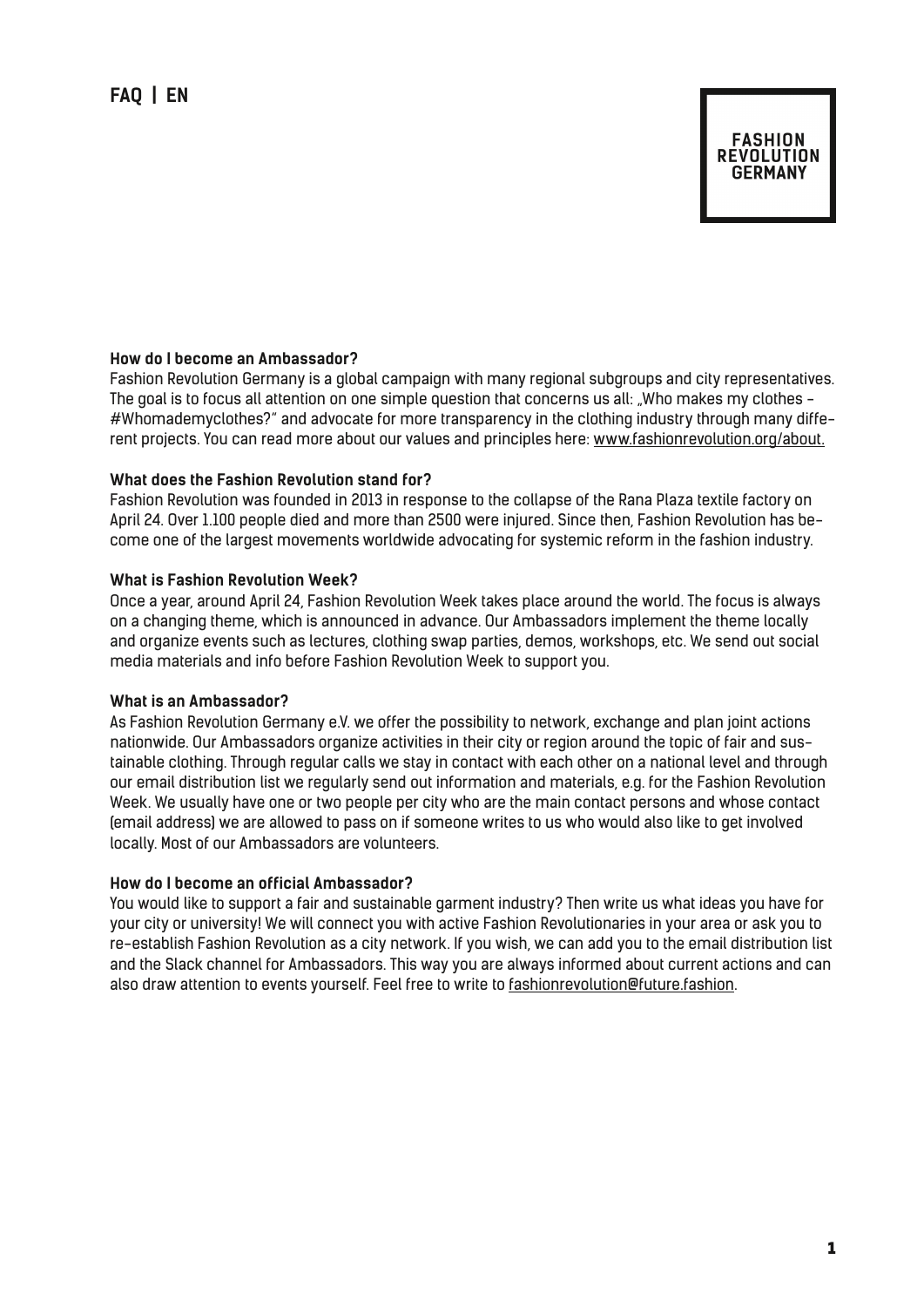FAQ | EN

**FASHION REVOLUTION GERMANY**

**How do I become an Ambassador?**
Fashion Revolution Germany is a global campaign with many regional subgroups and city representatives. The goal is to focus all attention on one simple question that concerns us all: „Who makes my clothes - #Whomademyclothes?" and advocate for more transparency in the clothing industry through many different projects. You can read more about our values and principles here: www.fashionrevolution.org/about.

**What does the Fashion Revolution stand for?**
Fashion Revolution was founded in 2013 in response to the collapse of the Rana Plaza textile factory on April 24. Over 1.100 people died and more than 2500 were injured. Since then, Fashion Revolution has become one of the largest movements worldwide advocating for systemic reform in the fashion industry.

**What is Fashion Revolution Week?**
Once a year, around April 24, Fashion Revolution Week takes place around the world. The focus is always on a changing theme, which is announced in advance. Our Ambassadors implement the theme locally and organize events such as lectures, clothing swap parties, demos, workshops, etc. We send out social media materials and info before Fashion Revolution Week to support you.

**What is an Ambassador?**
As Fashion Revolution Germany e.V. we offer the possibility to network, exchange and plan joint actions nationwide. Our Ambassadors organize activities in their city or region around the topic of fair and sustainable clothing. Through regular calls we stay in contact with each other on a national level and through our email distribution list we regularly send out information and materials, e.g. for the Fashion Revolution Week. We usually have one or two people per city who are the main contact persons and whose contact (email address) we are allowed to pass on if someone writes to us who would also like to get involved locally. Most of our Ambassadors are volunteers.

**How do I become an official Ambassador?**
You would like to support a fair and sustainable garment industry? Then write us what ideas you have for your city or university! We will connect you with active Fashion Revolutionaries in your area or ask you to re-establish Fashion Revolution as a city network. If you wish, we can add you to the email distribution list and the Slack channel for Ambassadors. This way you are always informed about current actions and can also draw attention to events yourself. Feel free to write to fashionrevolution@future.fashion.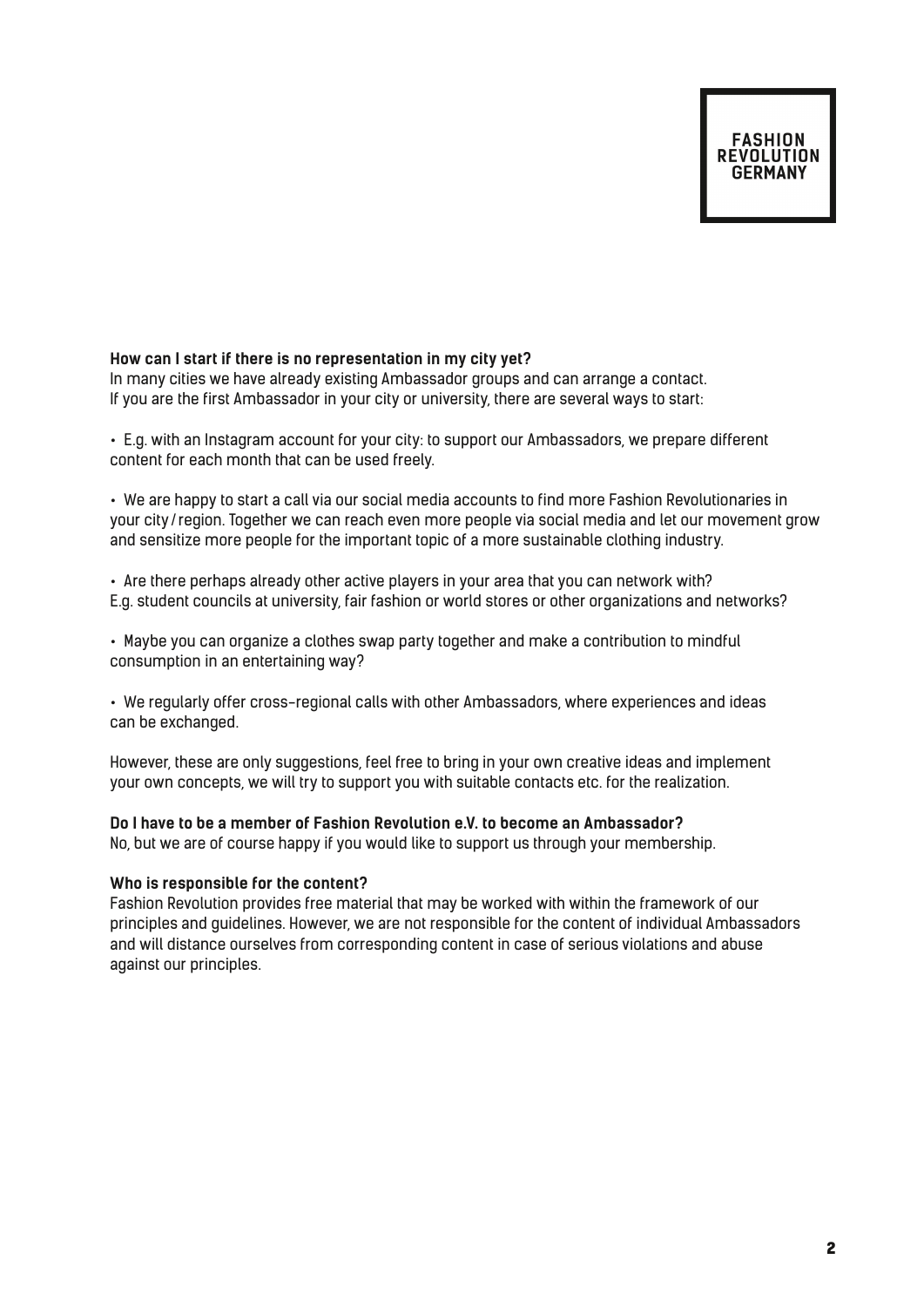**How can I start if there is no representation in my city yet?**
In many cities we have already existing Ambassador groups and can arrange a contact.
If you are the first Ambassador in your city or university, there are several ways to start:

- E.g. with an Instagram account for your city: to support our Ambassadors, we prepare different content for each month that can be used freely.

- We are happy to start a call via our social media accounts to find more Fashion Revolutionaries in your city / region. Together we can reach even more people via social media and let our movement grow and sensitize more people for the important topic of a more sustainable clothing industry.

- Are there perhaps already other active players in your area that you can network with? E.g. student councils at university, fair fashion or world stores or other organizations and networks?

- Maybe you can organize a clothes swap party together and make a contribution to mindful consumption in an entertaining way?

- We regularly offer cross-regional calls with other Ambassadors, where experiences and ideas can be exchanged.

However, these are only suggestions, feel free to bring in your own creative ideas and implement your own concepts, we will try to support you with suitable contacts etc. for the realization.

**Do I have to be a member of Fashion Revolution e.V. to become an Ambassador?**
No, but we are of course happy if you would like to support us through your membership.

**Who is responsible for the content?**
Fashion Revolution provides free material that may be worked with within the framework of our principles and guidelines. However, we are not responsible for the content of individual Ambassadors and will distance ourselves from corresponding content in case of serious violations and abuse against our principles.